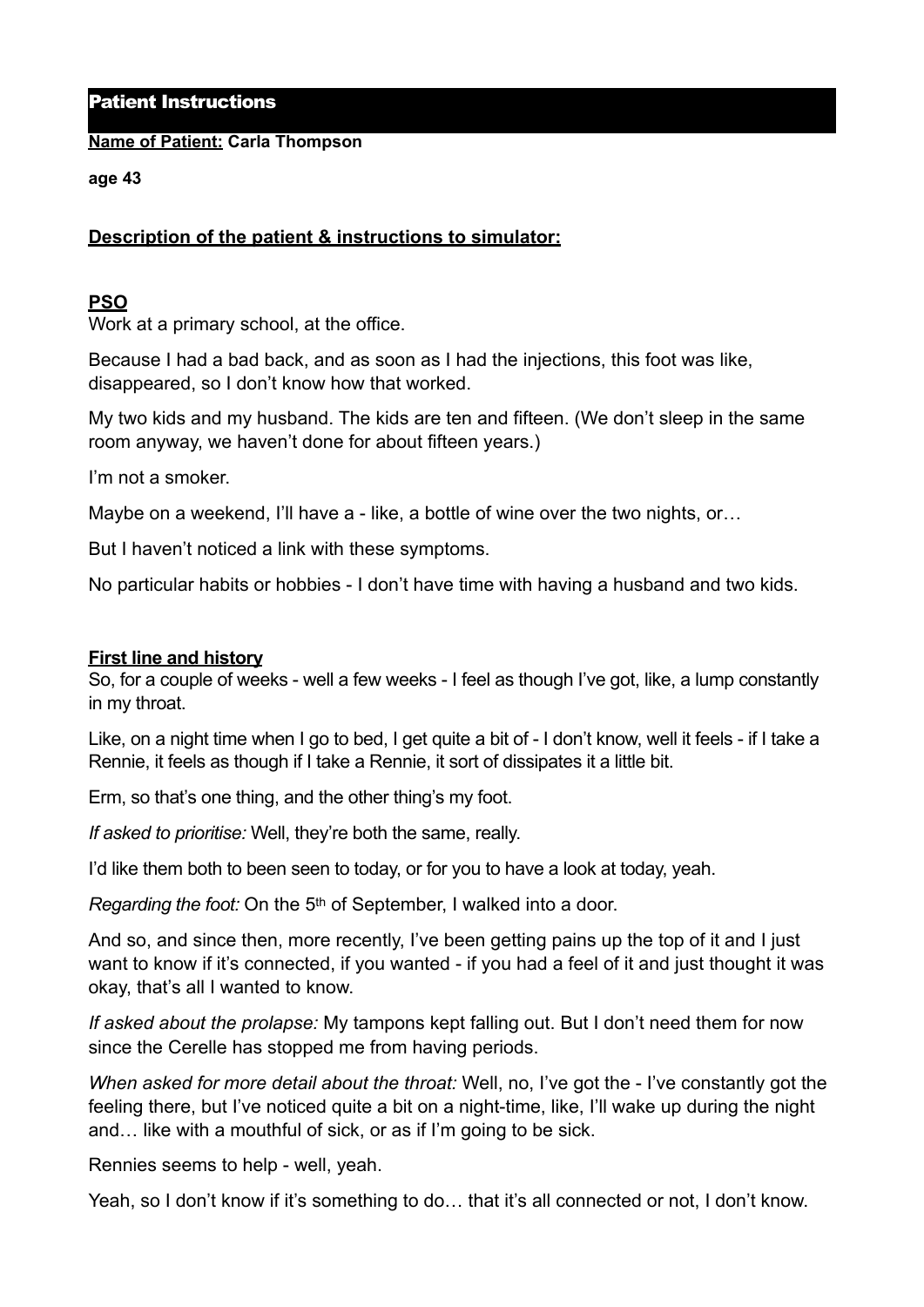## Patient Instructions

**Name of Patient: Carla Thompson**

**age 43**

**Description of the patient & instructions to simulator:**

**PSO**

Work at a primary school, at the office.

Because I had a bad back, and as soon as I had the injections, this foot was like, disappeared, so I don't know how that worked.

My two kids and my husband. The kids are ten and fifteen. (We don't sleep in the same room anyway, we haven't done for about fifteen years.)

I'm not a smoker.

Maybe on a weekend, I'll have a - like, a bottle of wine over the two nights, or…

But I haven't noticed a link with these symptoms.

No particular habits or hobbies - I don't have time with having a husband and two kids.

**First line and history**

So, for a couple of weeks - well a few weeks - I feel as though I've got, like, a lump constantly in my throat.

Like, on a night time when I go to bed, I get quite a bit of - I don't know, well it feels - if I take a Rennie, it feels as though if I take a Rennie, it sort of dissipates it a little bit.

Erm, so that's one thing, and the other thing's my foot.

*If asked to prioritise:* Well, they're both the same, really.

I'd like them both to been seen to today, or for you to have a look at today, yeah.

*Regarding the foot:* On the 5th of September, I walked into a door.

And so, and since then, more recently, I've been getting pains up the top of it and I just want to know if it's connected, if you wanted - if you had a feel of it and just thought it was okay, that's all I wanted to know.

*If asked about the prolapse:* My tampons kept falling out. But I don't need them for now since the Cerelle has stopped me from having periods.

*When asked for more detail about the throat:* Well, no, I've got the - I've constantly got the feeling there, but I've noticed quite a bit on a night-time, like, I'll wake up during the night and… like with a mouthful of sick, or as if I'm going to be sick.

Rennies seems to help - well, yeah.

Yeah, so I don't know if it's something to do… that it's all connected or not, I don't know.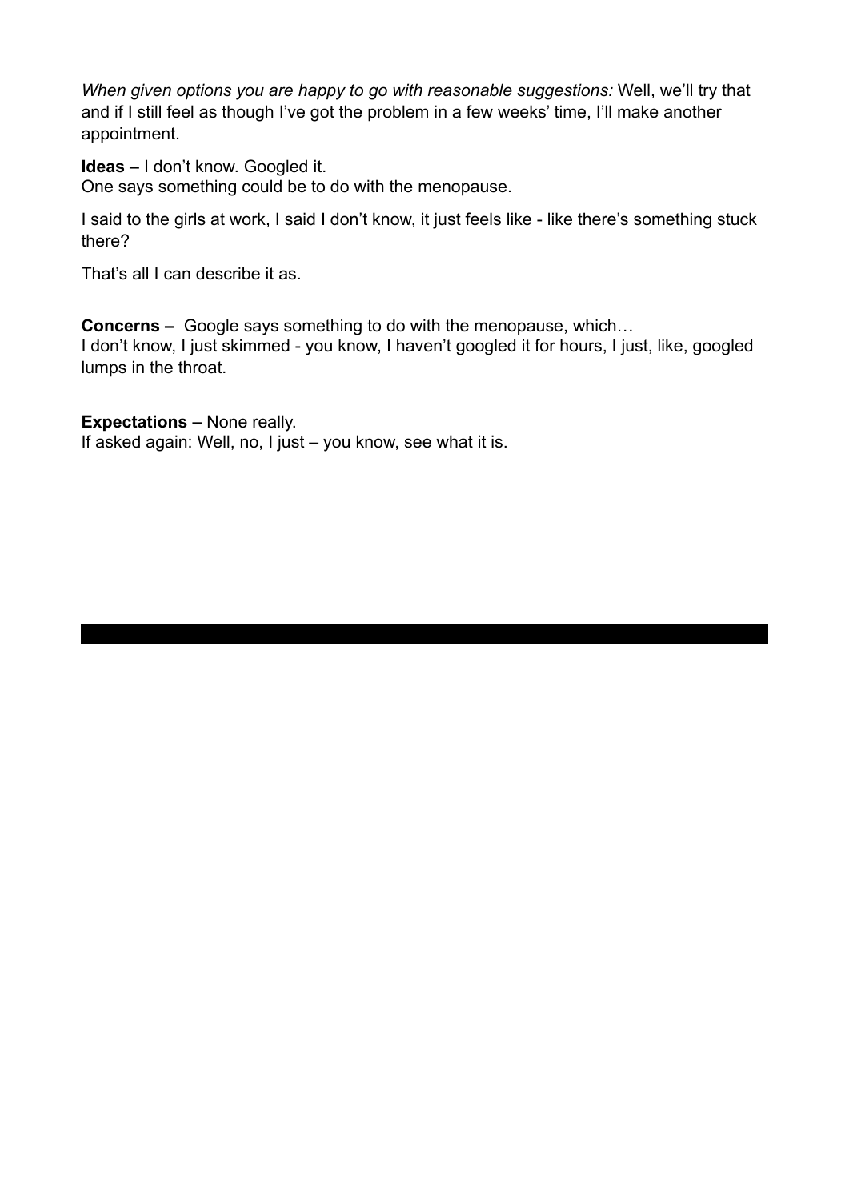*When given options you are happy to go with reasonable suggestions:* Well, we'll try that and if I still feel as though I've got the problem in a few weeks' time, I'll make another appointment.

**Ideas –** I don't know. Googled it.
One says something could be to do with the menopause.

I said to the girls at work, I said I don't know, it just feels like - like there's something stuck there?

That's all I can describe it as.

**Concerns –** Google says something to do with the menopause, which…
I don't know, I just skimmed - you know, I haven't googled it for hours, I just, like, googled lumps in the throat.

**Expectations –** None really.
If asked again: Well, no, I just – you know, see what it is.